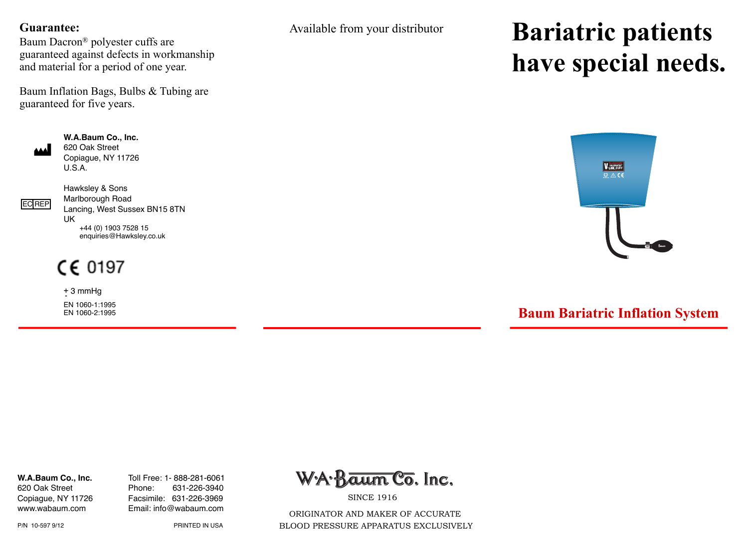**Guarantee:**
Baum Dacron® polyester cuffs are guaranteed against defects in workmanship and material for a period of one year.

Baum Inflation Bags, Bulbs & Tubing are guaranteed for five years.

**W.A.Baum Co., Inc.**
620 Oak Street
Copiague, NY 11726
U.S.A.

EC REP
Hawksley & Sons
Marlborough Road
Lancing, West Sussex BN15 8TN
UK
+44 (0) 1903 7528 15
enquiries@Hawksley.co.uk

CE 0197

± 3 mmHg

EN 1060-1:1995
EN 1060-2:1995

Available from your distributor

# Bariatric patients have special needs.

## Baum Bariatric Inflation System

**W.A.Baum Co., Inc.**
620 Oak Street
Copiague, NY 11726
www.wabaum.com

Toll Free: 1- 888-281-6061
Phone: 631-226-3940
Facsimile: 631-226-3969
Email: info@wabaum.com

P/N 10-597 9/12

PRINTED IN USA

W·A·Baum Co. Inc.

SINCE 1916

ORIGINATOR AND MAKER OF ACCURATE BLOOD PRESSURE APPARATUS EXCLUSIVELY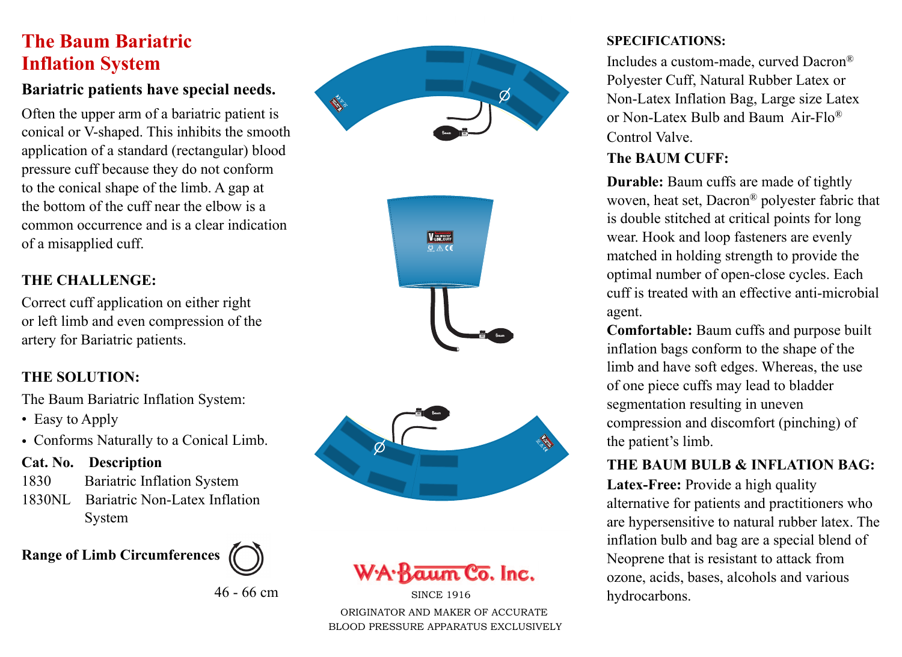# The Baum Bariatric Inflation System

## Bariatric patients have special needs.

Often the upper arm of a bariatric patient is conical or V-shaped. This inhibits the smooth application of a standard (rectangular) blood pressure cuff because they do not conform to the conical shape of the limb. A gap at the bottom of the cuff near the elbow is a common occurrence and is a clear indication of a misapplied cuff.

### THE CHALLENGE:

Correct cuff application on either right or left limb and even compression of the artery for Bariatric patients.

### THE SOLUTION:

The Baum Bariatric Inflation System:

- Easy to Apply
- Conforms Naturally to a Conical Limb.

| Cat. No. | Description |
| --- | --- |
| 1830 | Bariatric Inflation System |
| 1830NL | Bariatric Non-Latex Inflation System |

**Range of Limb Circumferences**

46 - 66 cm

W·A·Baum Co. Inc.

SINCE 1916

ORIGINATOR AND MAKER OF ACCURATE BLOOD PRESSURE APPARATUS EXCLUSIVELY

### SPECIFICATIONS:

Includes a custom-made, curved Dacron® Polyester Cuff, Natural Rubber Latex or Non-Latex Inflation Bag, Large size Latex or Non-Latex Bulb and Baum Air-Flo® Control Valve.

### The BAUM CUFF:

**Durable:** Baum cuffs are made of tightly woven, heat set, Dacron® polyester fabric that is double stitched at critical points for long wear. Hook and loop fasteners are evenly matched in holding strength to provide the optimal number of open-close cycles. Each cuff is treated with an effective anti-microbial agent.

**Comfortable:** Baum cuffs and purpose built inflation bags conform to the shape of the limb and have soft edges. Whereas, the use of one piece cuffs may lead to bladder segmentation resulting in uneven compression and discomfort (pinching) of the patient's limb.

### THE BAUM BULB & INFLATION BAG:

**Latex-Free:** Provide a high quality alternative for patients and practitioners who are hypersensitive to natural rubber latex. The inflation bulb and bag are a special blend of Neoprene that is resistant to attack from ozone, acids, bases, alcohols and various hydrocarbons.